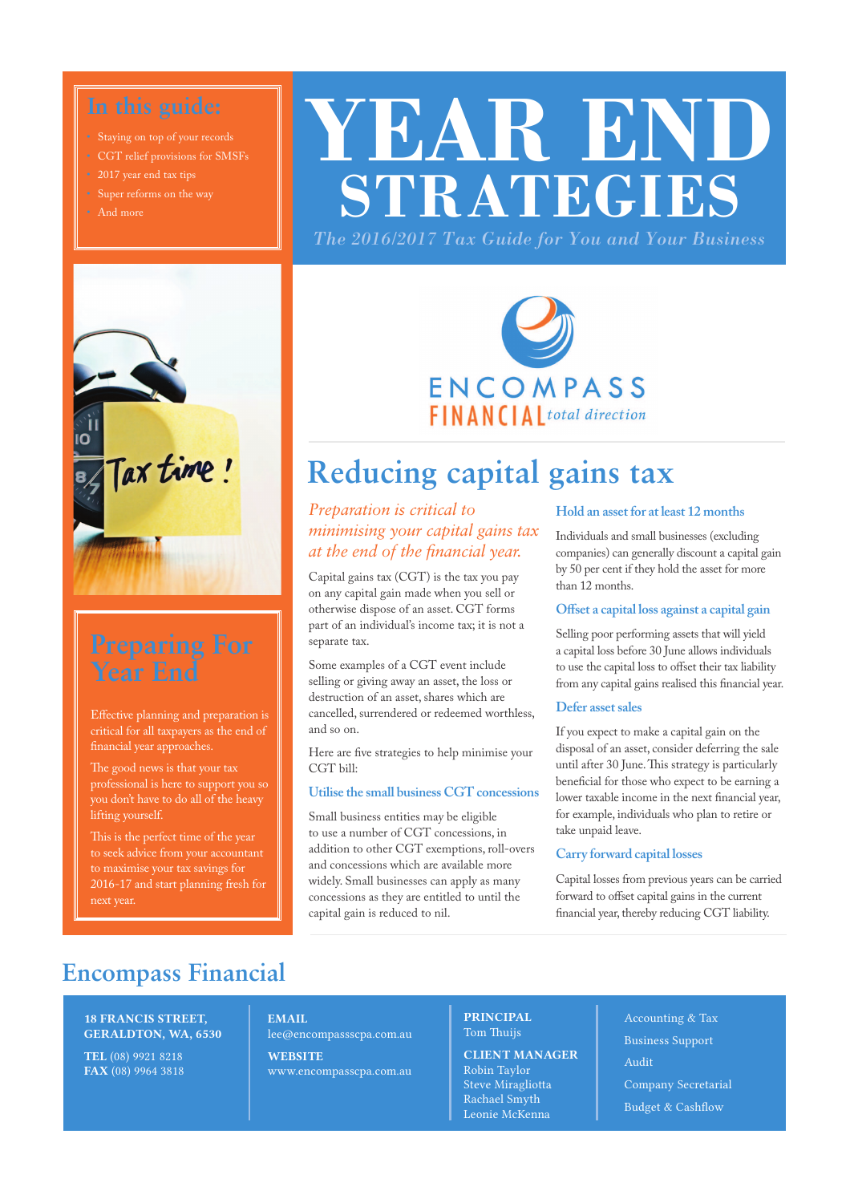# YEAR END STRATEGIES

*The 2016/2017 Tax Guide for You and Your Business*

## In this guide:

- Staying on top of your records
- CGT relief provisions for SMSFs
- 2017 year end tax tips
- Super reforms on the way
- And more

ENCOMPASS FINANCIAL *total direction*

## Preparing For Year End

Effective planning and preparation is critical for all taxpayers as the end of financial year approaches.

The good news is that your tax professional is here to support you so you don't have to do all of the heavy lifting yourself.

This is the perfect time of the year to seek advice from your accountant to maximise your tax savings for 2016-17 and start planning fresh for next year.

## Reducing capital gains tax

*Preparation is critical to minimising your capital gains tax at the end of the financial year.*

Capital gains tax (CGT) is the tax you pay on any capital gain made when you sell or otherwise dispose of an asset. CGT forms part of an individual's income tax; it is not a separate tax.

Some examples of a CGT event include selling or giving away an asset, the loss or destruction of an asset, shares which are cancelled, surrendered or redeemed worthless, and so on.

Here are five strategies to help minimise your CGT bill:

### Utilise the small business CGT concessions

Small business entities may be eligible to use a number of CGT concessions, in addition to other CGT exemptions, roll-overs and concessions which are available more widely. Small businesses can apply as many concessions as they are entitled to until the capital gain is reduced to nil.

### Hold an asset for at least 12 months

Individuals and small businesses (excluding companies) can generally discount a capital gain by 50 per cent if they hold the asset for more than 12 months.

### Offset a capital loss against a capital gain

Selling poor performing assets that will yield a capital loss before 30 June allows individuals to use the capital loss to offset their tax liability from any capital gains realised this financial year.

### Defer asset sales

If you expect to make a capital gain on the disposal of an asset, consider deferring the sale until after 30 June. This strategy is particularly beneficial for those who expect to be earning a lower taxable income in the next financial year, for example, individuals who plan to retire or take unpaid leave.

### Carry forward capital losses

Capital losses from previous years can be carried forward to offset capital gains in the current financial year, thereby reducing CGT liability.

## Encompass Financial

**18 FRANCIS STREET, GERALDTON, WA, 6530**

**TEL** (08) 9921 8218
**FAX** (08) 9964 3818

**EMAIL**
lee@encompassscpa.com.au

**WEBSITE**
www.encompasscpa.com.au

**PRINCIPAL**
Tom Thuijs

**CLIENT MANAGER**
Robin Taylor
Steve Miragliotta
Rachael Smyth
Leonie McKenna

Accounting & Tax
Business Support
Audit
Company Secretarial
Budget & Cashflow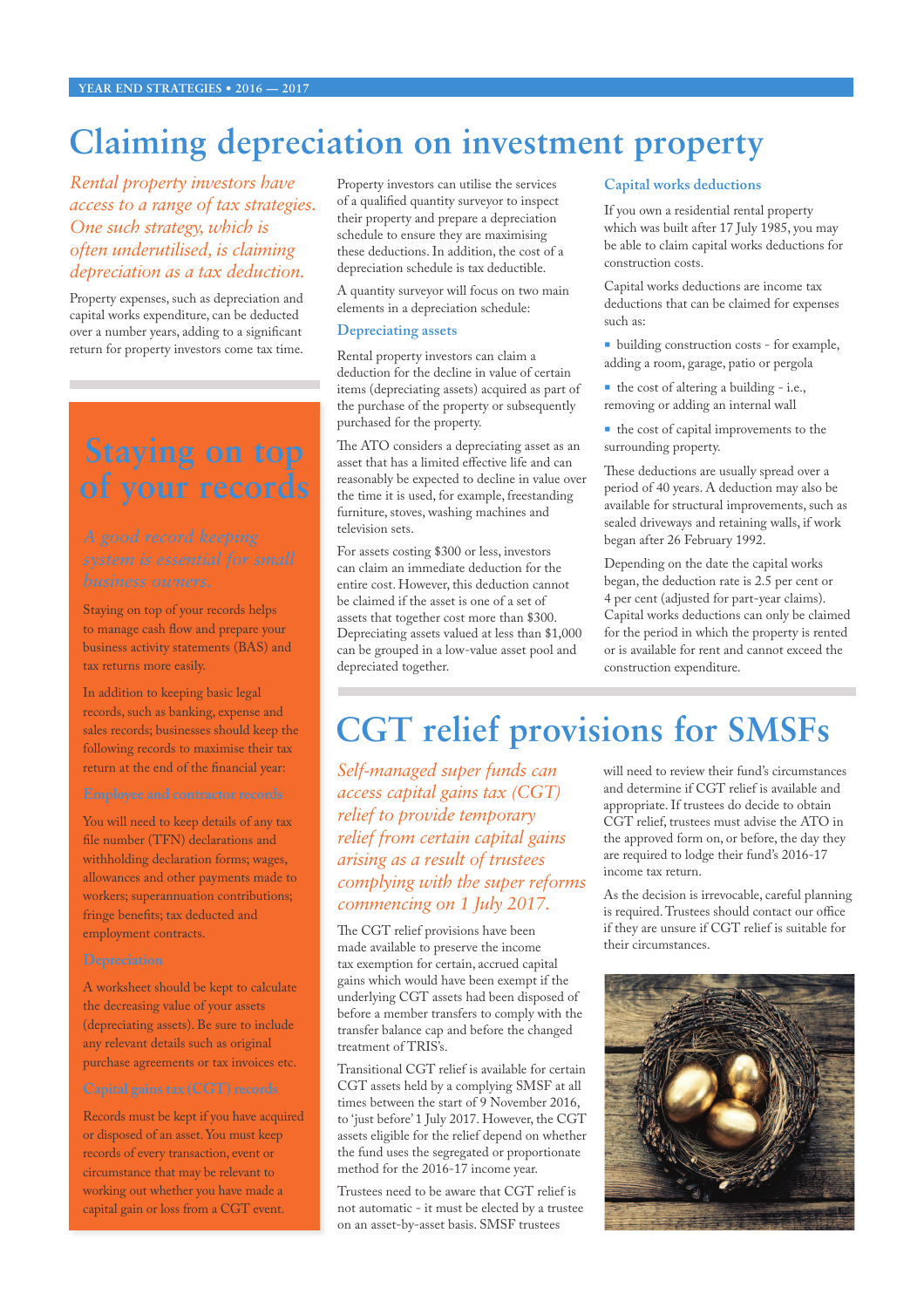# Claiming depreciation on investment property

*Rental property investors have access to a range of tax strategies. One such strategy, which is often underutilised, is claiming depreciation as a tax deduction.*

Property expenses, such as depreciation and capital works expenditure, can be deducted over a number years, adding to a significant return for property investors come tax time.

Property investors can utilise the services of a qualified quantity surveyor to inspect their property and prepare a depreciation schedule to ensure they are maximising these deductions. In addition, the cost of a depreciation schedule is tax deductible.

A quantity surveyor will focus on two main elements in a depreciation schedule:

### Depreciating assets

Rental property investors can claim a deduction for the decline in value of certain items (depreciating assets) acquired as part of the purchase of the property or subsequently purchased for the property.

The ATO considers a depreciating asset as an asset that has a limited effective life and can reasonably be expected to decline in value over the time it is used, for example, freestanding furniture, stoves, washing machines and television sets.

For assets costing $300 or less, investors can claim an immediate deduction for the entire cost. However, this deduction cannot be claimed if the asset is one of a set of assets that together cost more than $300. Depreciating assets valued at less than $1,000 can be grouped in a low-value asset pool and depreciated together.

### Capital works deductions

If you own a residential rental property which was built after 17 July 1985, you may be able to claim capital works deductions for construction costs.

Capital works deductions are income tax deductions that can be claimed for expenses such as:

- building construction costs - for example, adding a room, garage, patio or pergola
- the cost of altering a building - i.e., removing or adding an internal wall
- the cost of capital improvements to the surrounding property.

These deductions are usually spread over a period of 40 years. A deduction may also be available for structural improvements, such as sealed driveways and retaining walls, if work began after 26 February 1992.

Depending on the date the capital works began, the deduction rate is 2.5 per cent or 4 per cent (adjusted for part-year claims). Capital works deductions can only be claimed for the period in which the property is rented or is available for rent and cannot exceed the construction expenditure.

# Staying on top of your records

*A good record keeping system is essential for small business owners.*

Staying on top of your records helps to manage cash flow and prepare your business activity statements (BAS) and tax returns more easily.

In addition to keeping basic legal records, such as banking, expense and sales records; businesses should keep the following records to maximise their tax return at the end of the financial year:

### Employee and contractor records

You will need to keep details of any tax file number (TFN) declarations and withholding declaration forms; wages, allowances and other payments made to workers; superannuation contributions; fringe benefits; tax deducted and employment contracts.

### Depreciation

A worksheet should be kept to calculate the decreasing value of your assets (depreciating assets). Be sure to include any relevant details such as original purchase agreements or tax invoices etc.

### Capital gains tax (CGT) records

Records must be kept if you have acquired or disposed of an asset. You must keep records of every transaction, event or circumstance that may be relevant to working out whether you have made a capital gain or loss from a CGT event.

# CGT relief provisions for SMSFs

*Self-managed super funds can access capital gains tax (CGT) relief to provide temporary relief from certain capital gains arising as a result of trustees complying with the super reforms commencing on 1 July 2017.*

The CGT relief provisions have been made available to preserve the income tax exemption for certain, accrued capital gains which would have been exempt if the underlying CGT assets had been disposed of before a member transfers to comply with the transfer balance cap and before the changed treatment of TRIS's.

Transitional CGT relief is available for certain CGT assets held by a complying SMSF at all times between the start of 9 November 2016, to 'just before' 1 July 2017. However, the CGT assets eligible for the relief depend on whether the fund uses the segregated or proportionate method for the 2016-17 income year.

Trustees need to be aware that CGT relief is not automatic - it must be elected by a trustee on an asset-by-asset basis. SMSF trustees will need to review their fund's circumstances and determine if CGT relief is available and appropriate. If trustees do decide to obtain CGT relief, trustees must advise the ATO in the approved form on, or before, the day they are required to lodge their fund's 2016-17 income tax return.

As the decision is irrevocable, careful planning is required. Trustees should contact our office if they are unsure if CGT relief is suitable for their circumstances.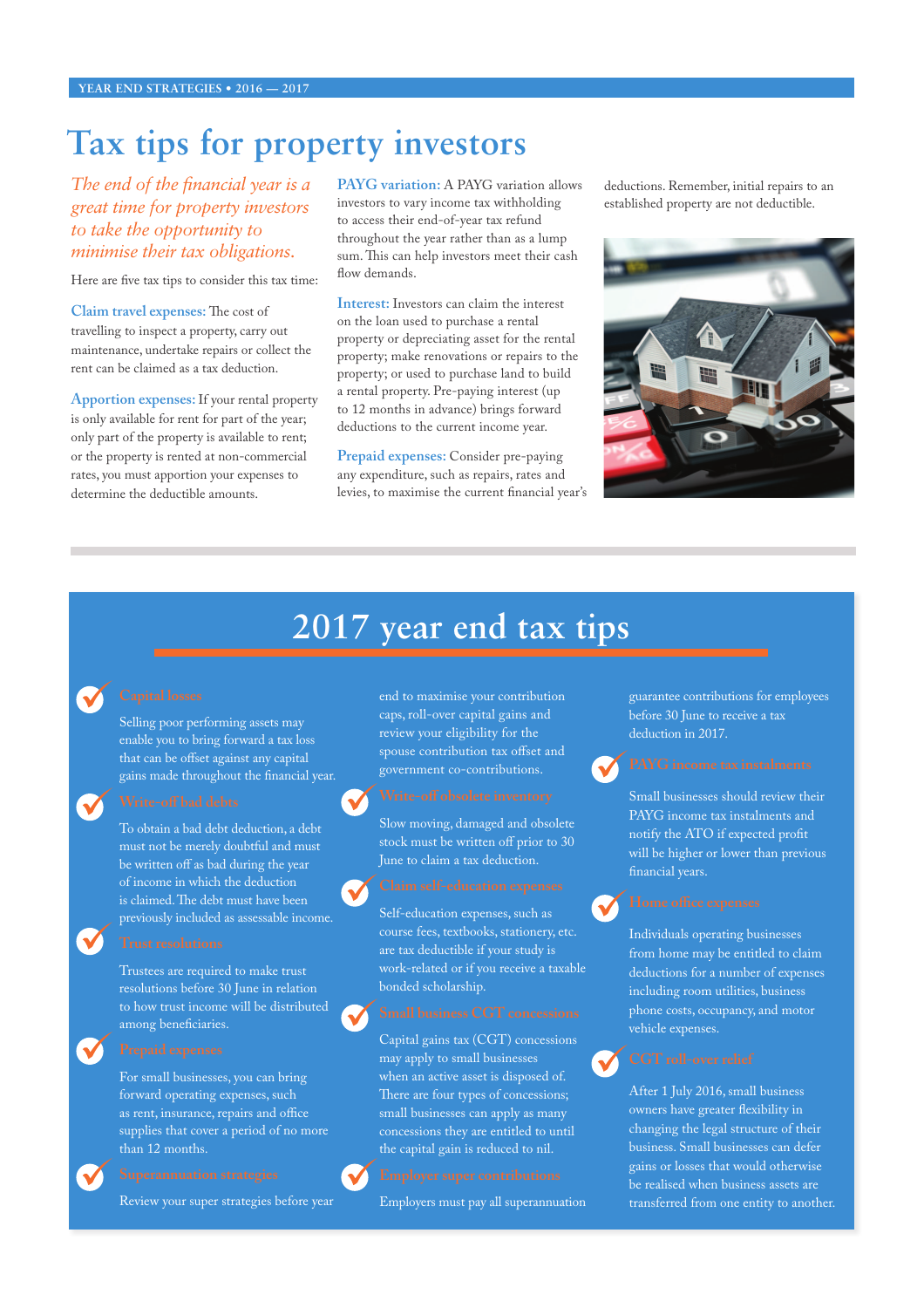# Tax tips for property investors

*The end of the financial year is a great time for property investors to take the opportunity to minimise their tax obligations.*

Here are five tax tips to consider this tax time:

**Claim travel expenses:** The cost of travelling to inspect a property, carry out maintenance, undertake repairs or collect the rent can be claimed as a tax deduction.

**Apportion expenses:** If your rental property is only available for rent for part of the year; only part of the property is available to rent; or the property is rented at non-commercial rates, you must apportion your expenses to determine the deductible amounts.

**PAYG variation:** A PAYG variation allows investors to vary income tax withholding to access their end-of-year tax refund throughout the year rather than as a lump sum. This can help investors meet their cash flow demands.

**Interest:** Investors can claim the interest on the loan used to purchase a rental property or depreciating asset for the rental property; make renovations or repairs to the property; or used to purchase land to build a rental property. Pre-paying interest (up to 12 months in advance) brings forward deductions to the current income year.

**Prepaid expenses:** Consider pre-paying any expenditure, such as repairs, rates and levies, to maximise the current financial year's deductions. Remember, initial repairs to an established property are not deductible.

## 2017 year end tax tips

**Capital losses**

Selling poor performing assets may enable you to bring forward a tax loss that can be offset against any capital gains made throughout the financial year.

**Write-off bad debts**

To obtain a bad debt deduction, a debt must not be merely doubtful and must be written off as bad during the year of income in which the deduction is claimed. The debt must have been previously included as assessable income.

**Trust resolutions**

Trustees are required to make trust resolutions before 30 June in relation to how trust income will be distributed among beneficiaries.

**Prepaid expenses**

For small businesses, you can bring forward operating expenses, such as rent, insurance, repairs and office supplies that cover a period of no more than 12 months.

**Superannuation strategies**

Review your super strategies before year end to maximise your contribution caps, roll-over capital gains and review your eligibility for the spouse contribution tax offset and government co-contributions.

**Write-off obsolete inventory**

Slow moving, damaged and obsolete stock must be written off prior to 30 June to claim a tax deduction.

**Claim self-education expenses**

Self-education expenses, such as course fees, textbooks, stationery, etc. are tax deductible if your study is work-related or if you receive a taxable bonded scholarship.

**Small business CGT concessions**

Capital gains tax (CGT) concessions may apply to small businesses when an active asset is disposed of. There are four types of concessions; small businesses can apply as many concessions they are entitled to until the capital gain is reduced to nil.

**Employer super contributions**

Employers must pay all superannuation guarantee contributions for employees before 30 June to receive a tax deduction in 2017.

**PAYG income tax instalments**

Small businesses should review their PAYG income tax instalments and notify the ATO if expected profit will be higher or lower than previous financial years.

**Home office expenses**

Individuals operating businesses from home may be entitled to claim deductions for a number of expenses including room utilities, business phone costs, occupancy, and motor vehicle expenses.

**CGT roll-over relief**

After 1 July 2016, small business owners have greater flexibility in changing the legal structure of their business. Small businesses can defer gains or losses that would otherwise be realised when business assets are transferred from one entity to another.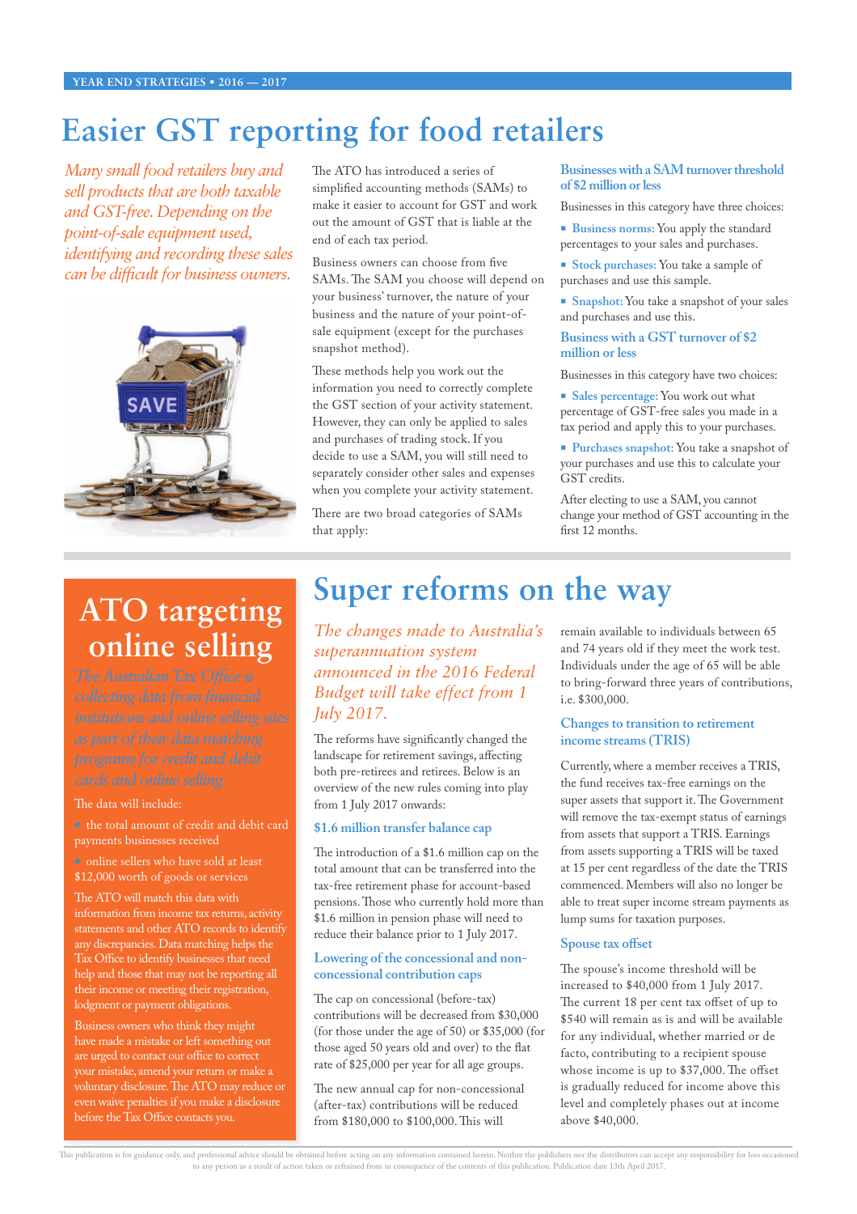# Easier GST reporting for food retailers

*Many small food retailers buy and sell products that are both taxable and GST-free. Depending on the point-of-sale equipment used, identifying and recording these sales can be difficult for business owners.*

The ATO has introduced a series of simplified accounting methods (SAMs) to make it easier to account for GST and work out the amount of GST that is liable at the end of each tax period.

Business owners can choose from five SAMs. The SAM you choose will depend on your business' turnover, the nature of your business and the nature of your point-of-sale equipment (except for the purchases snapshot method).

These methods help you work out the information you need to correctly complete the GST section of your activity statement. However, they can only be applied to sales and purchases of trading stock. If you decide to use a SAM, you will still need to separately consider other sales and expenses when you complete your activity statement.

There are two broad categories of SAMs that apply:

### Businesses with a SAM turnover threshold of $2 million or less

Businesses in this category have three choices:

- **Business norms:** You apply the standard percentages to your sales and purchases.
- **Stock purchases:** You take a sample of purchases and use this sample.
- **Snapshot:** You take a snapshot of your sales and purchases and use this.

### Business with a GST turnover of $2 million or less

Businesses in this category have two choices:

- **Sales percentage:** You work out what percentage of GST-free sales you made in a tax period and apply this to your purchases.
- **Purchases snapshot:** You take a snapshot of your purchases and use this to calculate your GST credits.

After electing to use a SAM, you cannot change your method of GST accounting in the first 12 months.

# ATO targeting online selling

*The Australian Tax Office is collecting data from financial institutions and online selling sites as part of their data matching programs for credit and debit cards and online selling.*

The data will include:

- the total amount of credit and debit card payments businesses received
- online sellers who have sold at least $12,000 worth of goods or services

The ATO will match this data with information from income tax returns, activity statements and other ATO records to identify any discrepancies. Data matching helps the Tax Office to identify businesses that need help and those that may not be reporting all their income or meeting their registration, lodgment or payment obligations.

Business owners who think they might have made a mistake or left something out are urged to contact our office to correct your mistake, amend your return or make a voluntary disclosure. The ATO may reduce or even waive penalties if you make a disclosure before the Tax Office contacts you.

# Super reforms on the way

*The changes made to Australia's superannuation system announced in the 2016 Federal Budget will take effect from 1 July 2017.*

The reforms have significantly changed the landscape for retirement savings, affecting both pre-retirees and retirees. Below is an overview of the new rules coming into play from 1 July 2017 onwards:

### $1.6 million transfer balance cap

The introduction of a $1.6 million cap on the total amount that can be transferred into the tax-free retirement phase for account-based pensions. Those who currently hold more than $1.6 million in pension phase will need to reduce their balance prior to 1 July 2017.

### Lowering of the concessional and non-concessional contribution caps

The cap on concessional (before-tax) contributions will be decreased from $30,000 (for those under the age of 50) or $35,000 (for those aged 50 years old and over) to the flat rate of $25,000 per year for all age groups.

The new annual cap for non-concessional (after-tax) contributions will be reduced from $180,000 to $100,000. This will remain available to individuals between 65 and 74 years old if they meet the work test. Individuals under the age of 65 will be able to bring-forward three years of contributions, i.e. $300,000.

### Changes to transition to retirement income streams (TRIS)

Currently, where a member receives a TRIS, the fund receives tax-free earnings on the super assets that support it. The Government will remove the tax-exempt status of earnings from assets that support a TRIS. Earnings from assets supporting a TRIS will be taxed at 15 per cent regardless of the date the TRIS commenced. Members will also no longer be able to treat super income stream payments as lump sums for taxation purposes.

### Spouse tax offset

The spouse's income threshold will be increased to $40,000 from 1 July 2017. The current 18 per cent tax offset of up to $540 will remain as is and will be available for any individual, whether married or de facto, contributing to a recipient spouse whose income is up to $37,000. The offset is gradually reduced for income above this level and completely phases out at income above $40,000.

This publication is for guidance only, and professional advice should be obtained before acting on any information contained herein. Neither the publishers nor the distributors can accept any responsibility for loss occasioned to any person as a result of action taken or refrained from in consequence of the contents of this publication. Publication date 13th April 2017.